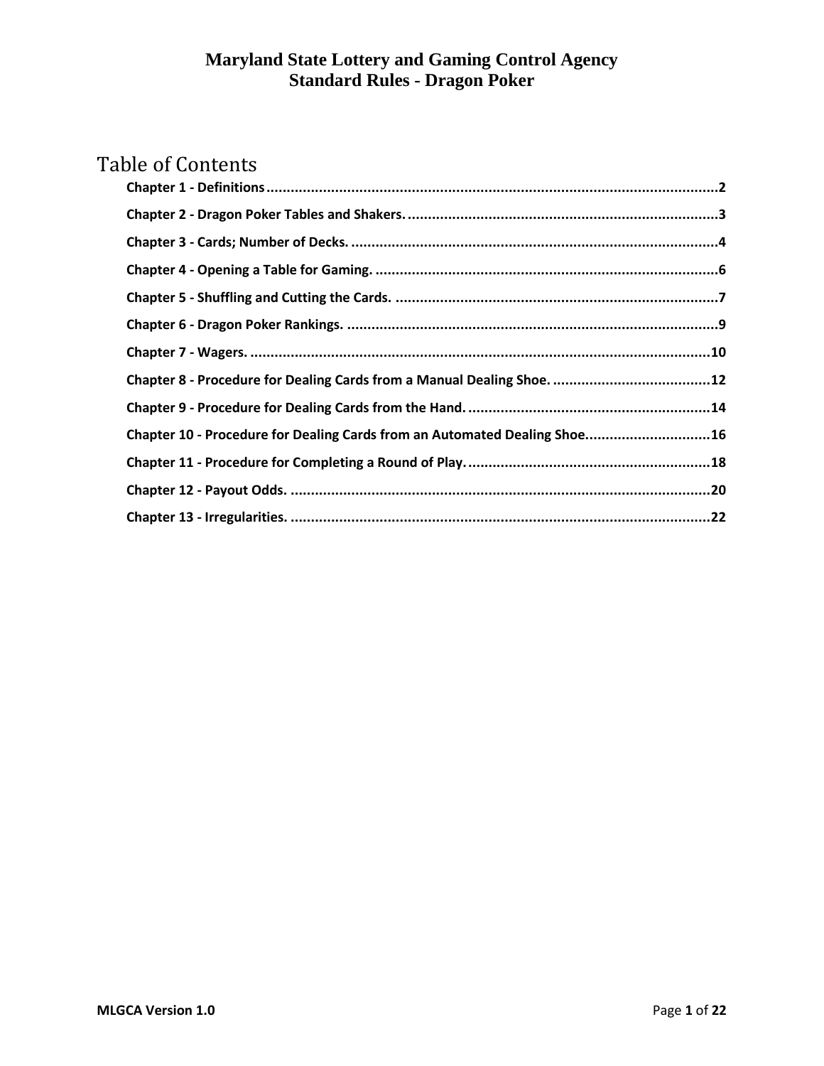# Maryland State Lottery and Gaming Control Agency
# Standard Rules - Dragon Poker

## Table of Contents

**Chapter 1 - Definitions** ..... 2

**Chapter 2 - Dragon Poker Tables and Shakers.** ..... 3

**Chapter 3 - Cards; Number of Decks.** ..... 4

**Chapter 4 - Opening a Table for Gaming.** ..... 6

**Chapter 5 - Shuffling and Cutting the Cards.** ..... 7

**Chapter 6 - Dragon Poker Rankings.** ..... 9

**Chapter 7 - Wagers.** ..... 10

**Chapter 8 - Procedure for Dealing Cards from a Manual Dealing Shoe.** ..... 12

**Chapter 9 - Procedure for Dealing Cards from the Hand.** ..... 14

**Chapter 10 - Procedure for Dealing Cards from an Automated Dealing Shoe.** ..... 16

**Chapter 11 - Procedure for Completing a Round of Play.** ..... 18

**Chapter 12 - Payout Odds.** ..... 20

**Chapter 13 - Irregularities.** ..... 22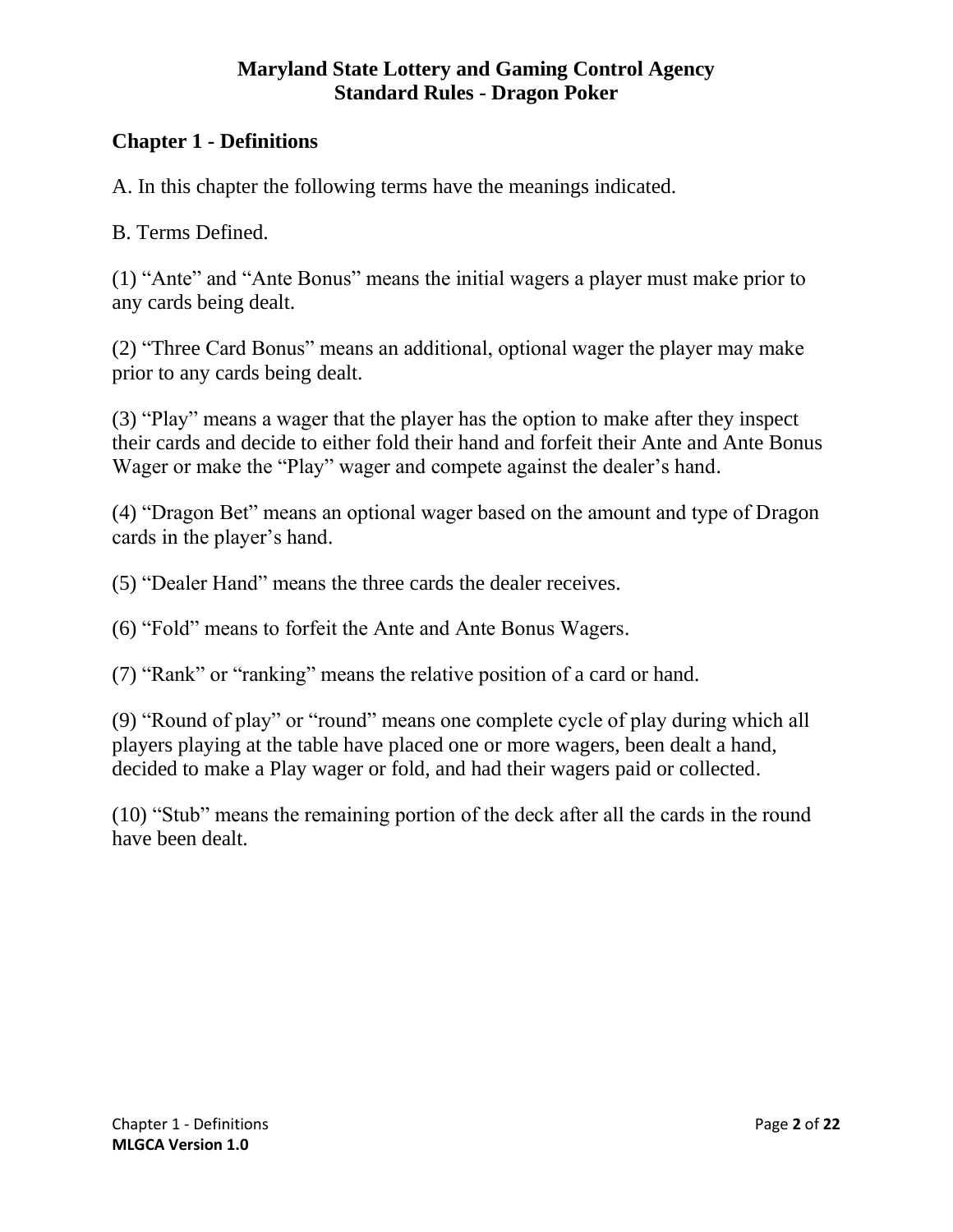**Maryland State Lottery and Gaming Control Agency**
**Standard Rules - Dragon Poker**

## Chapter 1 - Definitions

A. In this chapter the following terms have the meanings indicated.

B. Terms Defined.

(1) "Ante" and "Ante Bonus" means the initial wagers a player must make prior to any cards being dealt.

(2) "Three Card Bonus" means an additional, optional wager the player may make prior to any cards being dealt.

(3) "Play" means a wager that the player has the option to make after they inspect their cards and decide to either fold their hand and forfeit their Ante and Ante Bonus Wager or make the "Play" wager and compete against the dealer's hand.

(4) "Dragon Bet" means an optional wager based on the amount and type of Dragon cards in the player's hand.

(5) "Dealer Hand" means the three cards the dealer receives.

(6) "Fold" means to forfeit the Ante and Ante Bonus Wagers.

(7) "Rank" or "ranking" means the relative position of a card or hand.

(9) "Round of play" or "round" means one complete cycle of play during which all players playing at the table have placed one or more wagers, been dealt a hand, decided to make a Play wager or fold, and had their wagers paid or collected.

(10) "Stub" means the remaining portion of the deck after all the cards in the round have been dealt.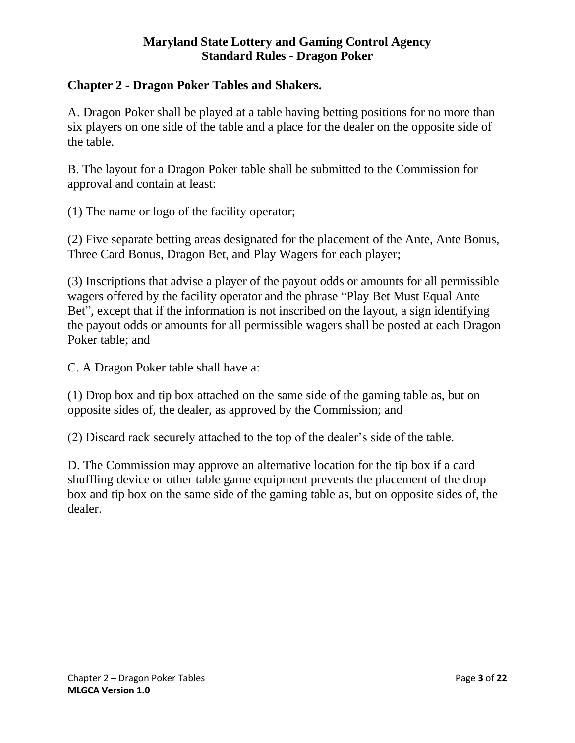## Chapter 2 - Dragon Poker Tables and Shakers.

A. Dragon Poker shall be played at a table having betting positions for no more than six players on one side of the table and a place for the dealer on the opposite side of the table.

B. The layout for a Dragon Poker table shall be submitted to the Commission for approval and contain at least:

(1) The name or logo of the facility operator;

(2) Five separate betting areas designated for the placement of the Ante, Ante Bonus, Three Card Bonus, Dragon Bet, and Play Wagers for each player;

(3) Inscriptions that advise a player of the payout odds or amounts for all permissible wagers offered by the facility operator and the phrase "Play Bet Must Equal Ante Bet", except that if the information is not inscribed on the layout, a sign identifying the payout odds or amounts for all permissible wagers shall be posted at each Dragon Poker table; and

C. A Dragon Poker table shall have a:

(1) Drop box and tip box attached on the same side of the gaming table as, but on opposite sides of, the dealer, as approved by the Commission; and

(2) Discard rack securely attached to the top of the dealer's side of the table.

D. The Commission may approve an alternative location for the tip box if a card shuffling device or other table game equipment prevents the placement of the drop box and tip box on the same side of the gaming table as, but on opposite sides of, the dealer.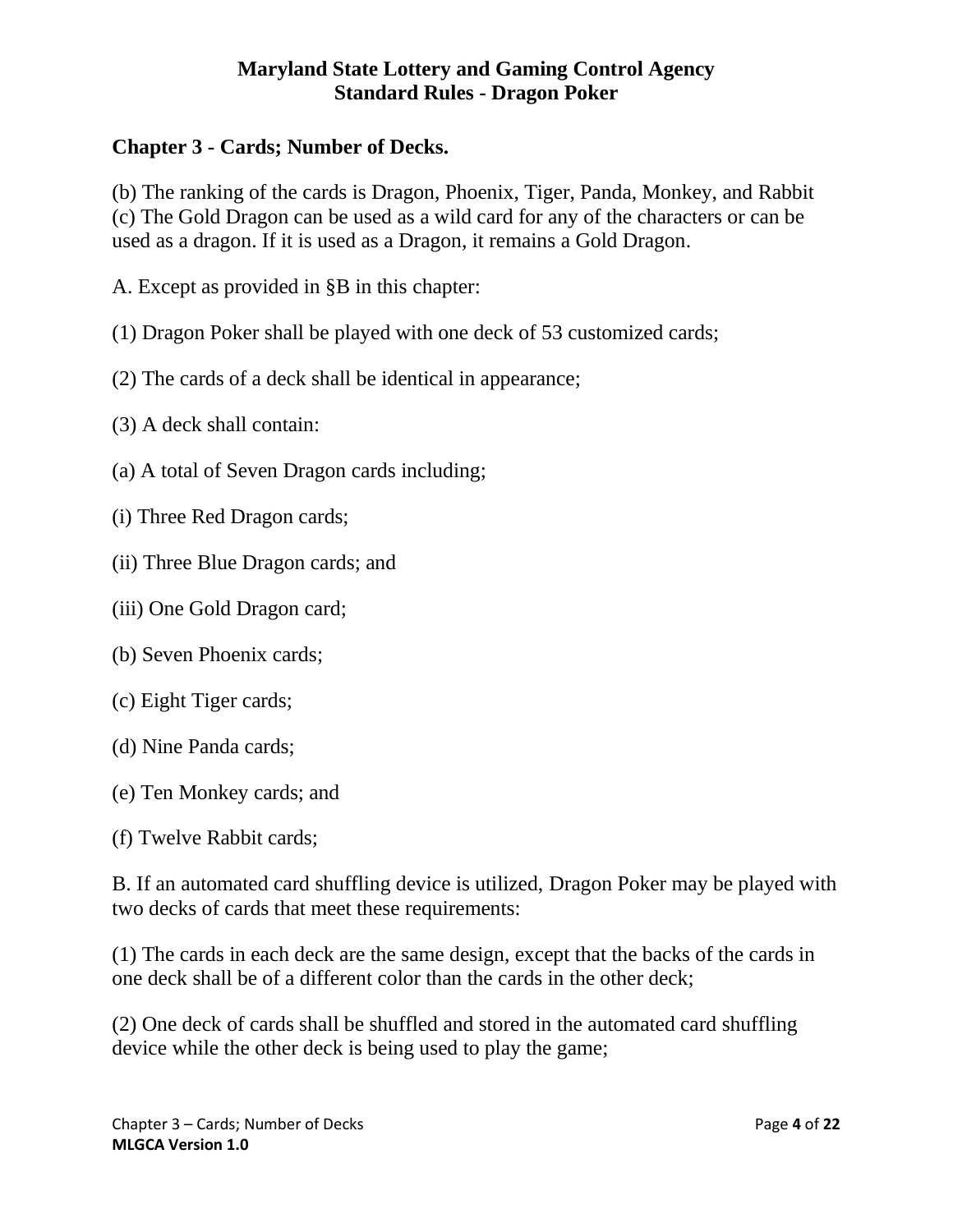**Maryland State Lottery and Gaming Control Agency**
**Standard Rules - Dragon Poker**

## Chapter 3 - Cards; Number of Decks.

(b) The ranking of the cards is Dragon, Phoenix, Tiger, Panda, Monkey, and Rabbit
(c) The Gold Dragon can be used as a wild card for any of the characters or can be used as a dragon. If it is used as a Dragon, it remains a Gold Dragon.

A. Except as provided in §B in this chapter:

(1) Dragon Poker shall be played with one deck of 53 customized cards;

(2) The cards of a deck shall be identical in appearance;

(3) A deck shall contain:

(a) A total of Seven Dragon cards including;

(i) Three Red Dragon cards;

(ii) Three Blue Dragon cards; and

(iii) One Gold Dragon card;

(b) Seven Phoenix cards;

(c) Eight Tiger cards;

(d) Nine Panda cards;

(e) Ten Monkey cards; and

(f) Twelve Rabbit cards;

B. If an automated card shuffling device is utilized, Dragon Poker may be played with two decks of cards that meet these requirements:

(1) The cards in each deck are the same design, except that the backs of the cards in one deck shall be of a different color than the cards in the other deck;

(2) One deck of cards shall be shuffled and stored in the automated card shuffling device while the other deck is being used to play the game;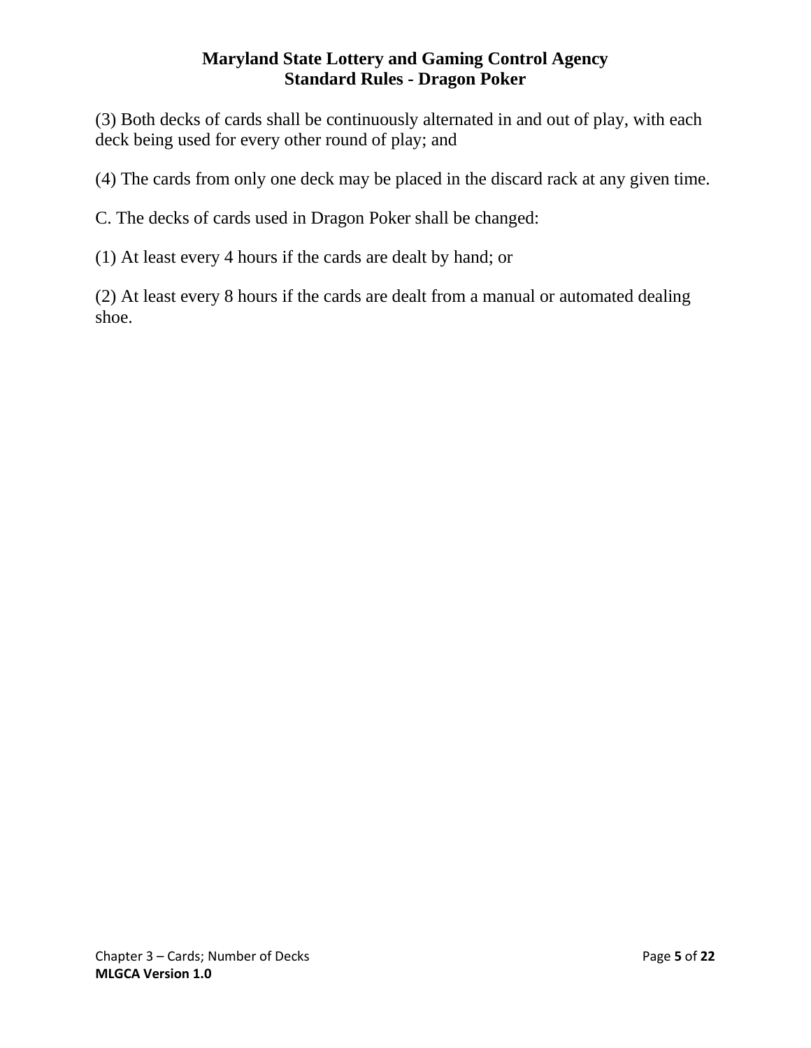(3) Both decks of cards shall be continuously alternated in and out of play, with each deck being used for every other round of play; and

(4) The cards from only one deck may be placed in the discard rack at any given time.

C. The decks of cards used in Dragon Poker shall be changed:

(1) At least every 4 hours if the cards are dealt by hand; or

(2) At least every 8 hours if the cards are dealt from a manual or automated dealing shoe.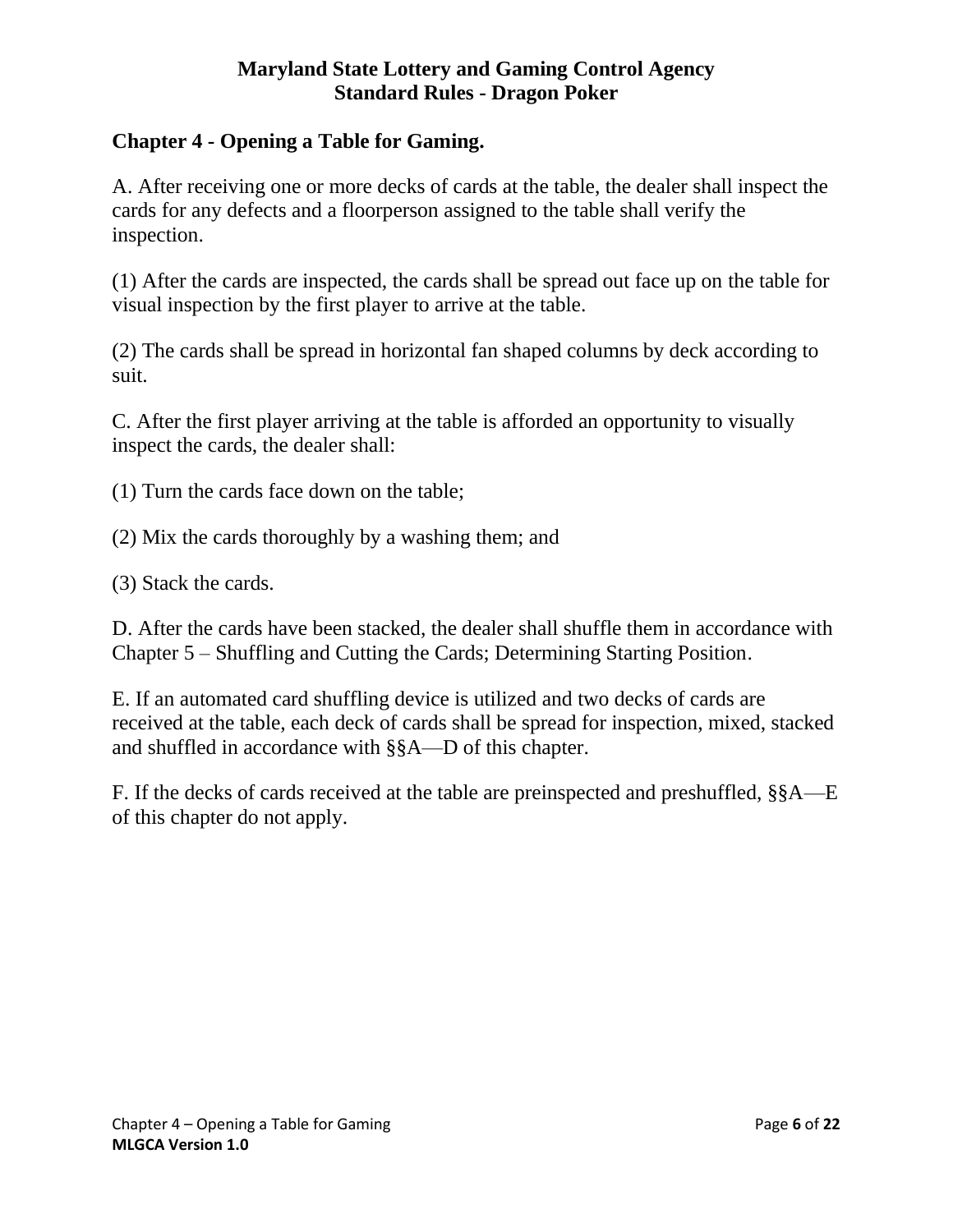## Chapter 4 - Opening a Table for Gaming.

A. After receiving one or more decks of cards at the table, the dealer shall inspect the cards for any defects and a floorperson assigned to the table shall verify the inspection.

(1) After the cards are inspected, the cards shall be spread out face up on the table for visual inspection by the first player to arrive at the table.

(2) The cards shall be spread in horizontal fan shaped columns by deck according to suit.

C. After the first player arriving at the table is afforded an opportunity to visually inspect the cards, the dealer shall:

(1) Turn the cards face down on the table;

(2) Mix the cards thoroughly by a washing them; and

(3) Stack the cards.

D. After the cards have been stacked, the dealer shall shuffle them in accordance with Chapter 5 – Shuffling and Cutting the Cards; Determining Starting Position.

E. If an automated card shuffling device is utilized and two decks of cards are received at the table, each deck of cards shall be spread for inspection, mixed, stacked and shuffled in accordance with §§A—D of this chapter.

F. If the decks of cards received at the table are preinspected and preshuffled, §§A—E of this chapter do not apply.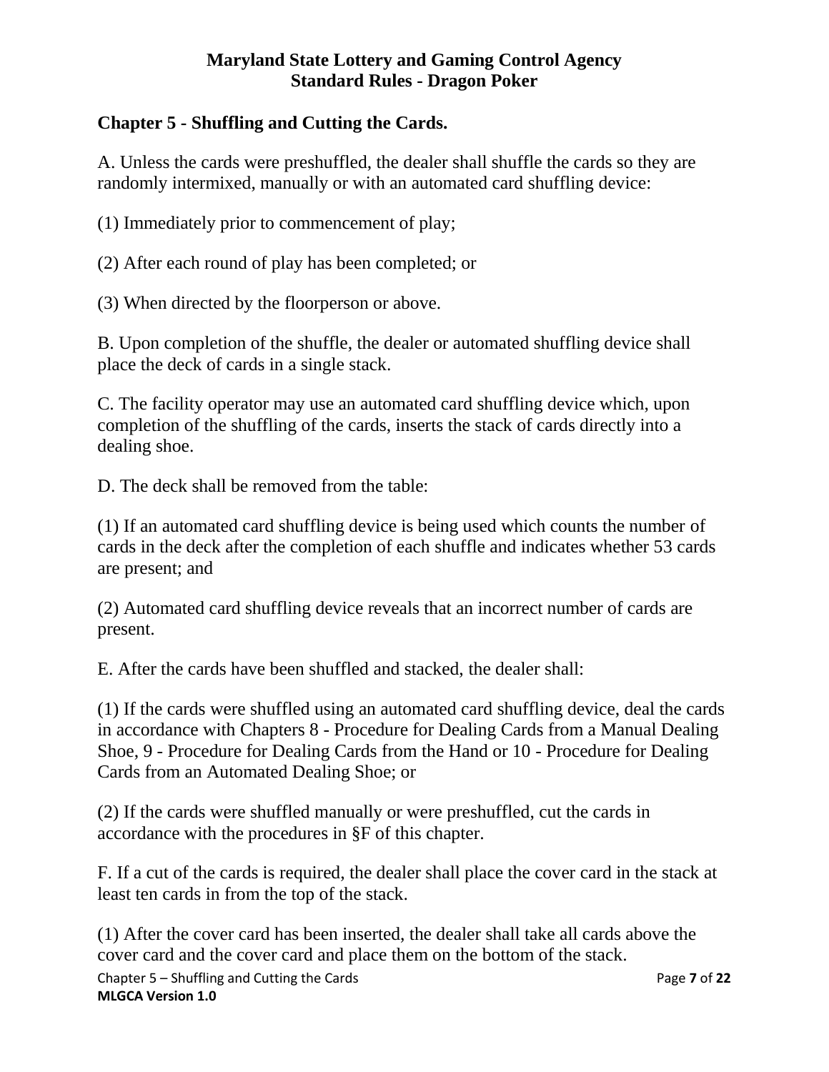## Chapter 5 - Shuffling and Cutting the Cards.

A. Unless the cards were preshuffled, the dealer shall shuffle the cards so they are randomly intermixed, manually or with an automated card shuffling device:

(1) Immediately prior to commencement of play;

(2) After each round of play has been completed; or

(3) When directed by the floorperson or above.

B. Upon completion of the shuffle, the dealer or automated shuffling device shall place the deck of cards in a single stack.

C. The facility operator may use an automated card shuffling device which, upon completion of the shuffling of the cards, inserts the stack of cards directly into a dealing shoe.

D. The deck shall be removed from the table:

(1) If an automated card shuffling device is being used which counts the number of cards in the deck after the completion of each shuffle and indicates whether 53 cards are present; and

(2) Automated card shuffling device reveals that an incorrect number of cards are present.

E. After the cards have been shuffled and stacked, the dealer shall:

(1) If the cards were shuffled using an automated card shuffling device, deal the cards in accordance with Chapters 8 - Procedure for Dealing Cards from a Manual Dealing Shoe, 9 - Procedure for Dealing Cards from the Hand or 10 - Procedure for Dealing Cards from an Automated Dealing Shoe; or

(2) If the cards were shuffled manually or were preshuffled, cut the cards in accordance with the procedures in §F of this chapter.

F. If a cut of the cards is required, the dealer shall place the cover card in the stack at least ten cards in from the top of the stack.

(1) After the cover card has been inserted, the dealer shall take all cards above the cover card and the cover card and place them on the bottom of the stack.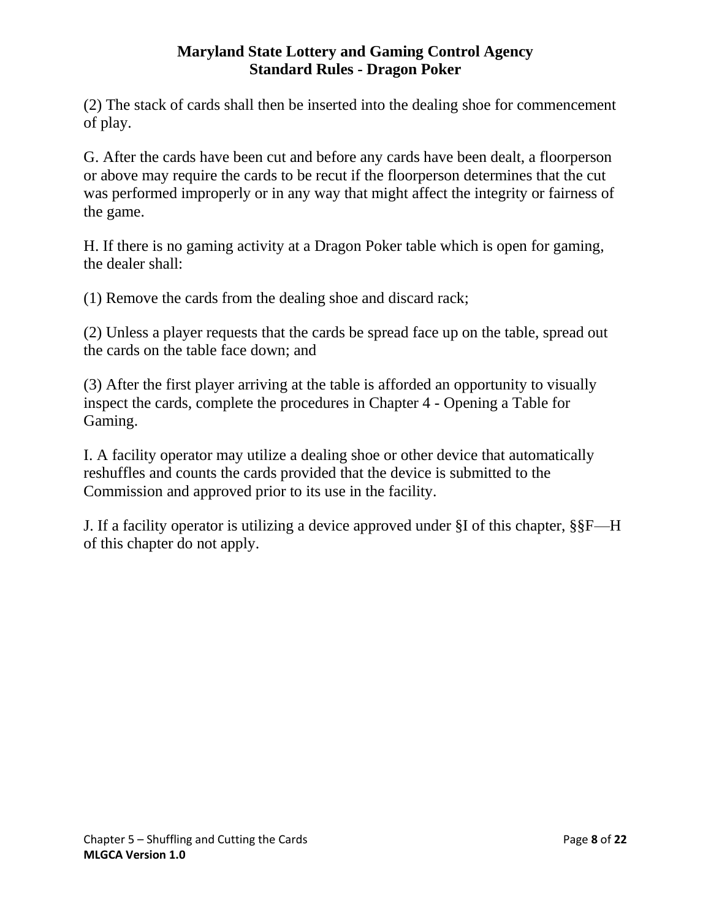(2) The stack of cards shall then be inserted into the dealing shoe for commencement of play.

G. After the cards have been cut and before any cards have been dealt, a floorperson or above may require the cards to be recut if the floorperson determines that the cut was performed improperly or in any way that might affect the integrity or fairness of the game.

H. If there is no gaming activity at a Dragon Poker table which is open for gaming, the dealer shall:

(1) Remove the cards from the dealing shoe and discard rack;

(2) Unless a player requests that the cards be spread face up on the table, spread out the cards on the table face down; and

(3) After the first player arriving at the table is afforded an opportunity to visually inspect the cards, complete the procedures in Chapter 4 - Opening a Table for Gaming.

I. A facility operator may utilize a dealing shoe or other device that automatically reshuffles and counts the cards provided that the device is submitted to the Commission and approved prior to its use in the facility.

J. If a facility operator is utilizing a device approved under §I of this chapter, §§F—H of this chapter do not apply.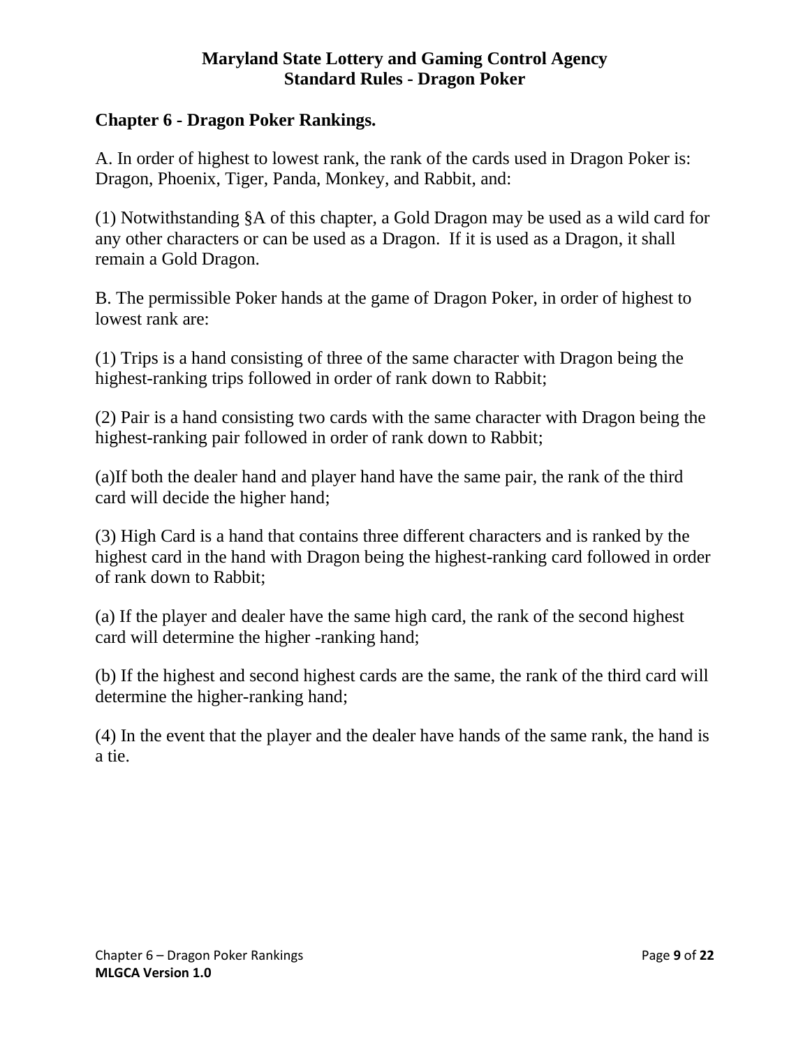**Maryland State Lottery and Gaming Control Agency**
**Standard Rules - Dragon Poker**

## Chapter 6 - Dragon Poker Rankings.

A. In order of highest to lowest rank, the rank of the cards used in Dragon Poker is: Dragon, Phoenix, Tiger, Panda, Monkey, and Rabbit, and:

(1) Notwithstanding §A of this chapter, a Gold Dragon may be used as a wild card for any other characters or can be used as a Dragon. If it is used as a Dragon, it shall remain a Gold Dragon.

B. The permissible Poker hands at the game of Dragon Poker, in order of highest to lowest rank are:

(1) Trips is a hand consisting of three of the same character with Dragon being the highest-ranking trips followed in order of rank down to Rabbit;

(2) Pair is a hand consisting two cards with the same character with Dragon being the highest-ranking pair followed in order of rank down to Rabbit;

(a)If both the dealer hand and player hand have the same pair, the rank of the third card will decide the higher hand;

(3) High Card is a hand that contains three different characters and is ranked by the highest card in the hand with Dragon being the highest-ranking card followed in order of rank down to Rabbit;

(a) If the player and dealer have the same high card, the rank of the second highest card will determine the higher -ranking hand;

(b) If the highest and second highest cards are the same, the rank of the third card will determine the higher-ranking hand;

(4) In the event that the player and the dealer have hands of the same rank, the hand is a tie.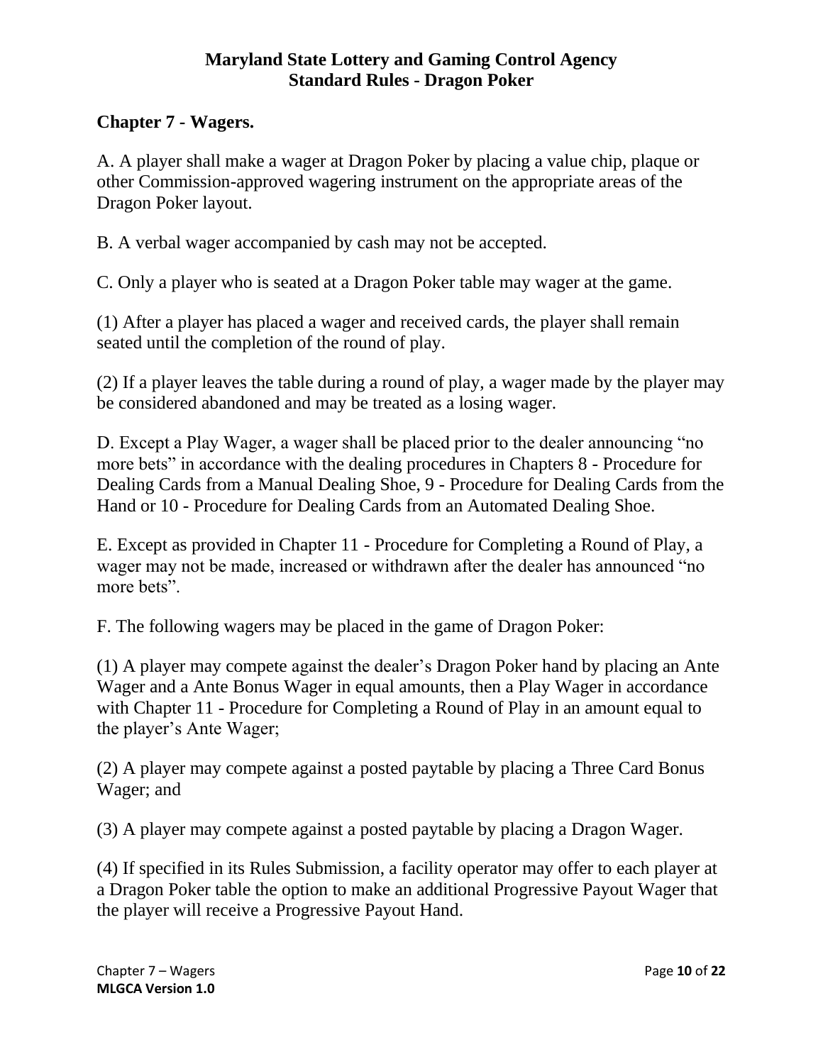## Chapter 7 - Wagers.

A. A player shall make a wager at Dragon Poker by placing a value chip, plaque or other Commission-approved wagering instrument on the appropriate areas of the Dragon Poker layout.

B. A verbal wager accompanied by cash may not be accepted.

C. Only a player who is seated at a Dragon Poker table may wager at the game.

(1) After a player has placed a wager and received cards, the player shall remain seated until the completion of the round of play.

(2) If a player leaves the table during a round of play, a wager made by the player may be considered abandoned and may be treated as a losing wager.

D. Except a Play Wager, a wager shall be placed prior to the dealer announcing "no more bets" in accordance with the dealing procedures in Chapters 8 - Procedure for Dealing Cards from a Manual Dealing Shoe, 9 - Procedure for Dealing Cards from the Hand or 10 - Procedure for Dealing Cards from an Automated Dealing Shoe.

E. Except as provided in Chapter 11 - Procedure for Completing a Round of Play, a wager may not be made, increased or withdrawn after the dealer has announced "no more bets".

F. The following wagers may be placed in the game of Dragon Poker:

(1) A player may compete against the dealer's Dragon Poker hand by placing an Ante Wager and a Ante Bonus Wager in equal amounts, then a Play Wager in accordance with Chapter 11 - Procedure for Completing a Round of Play in an amount equal to the player's Ante Wager;

(2) A player may compete against a posted paytable by placing a Three Card Bonus Wager; and

(3) A player may compete against a posted paytable by placing a Dragon Wager.

(4) If specified in its Rules Submission, a facility operator may offer to each player at a Dragon Poker table the option to make an additional Progressive Payout Wager that the player will receive a Progressive Payout Hand.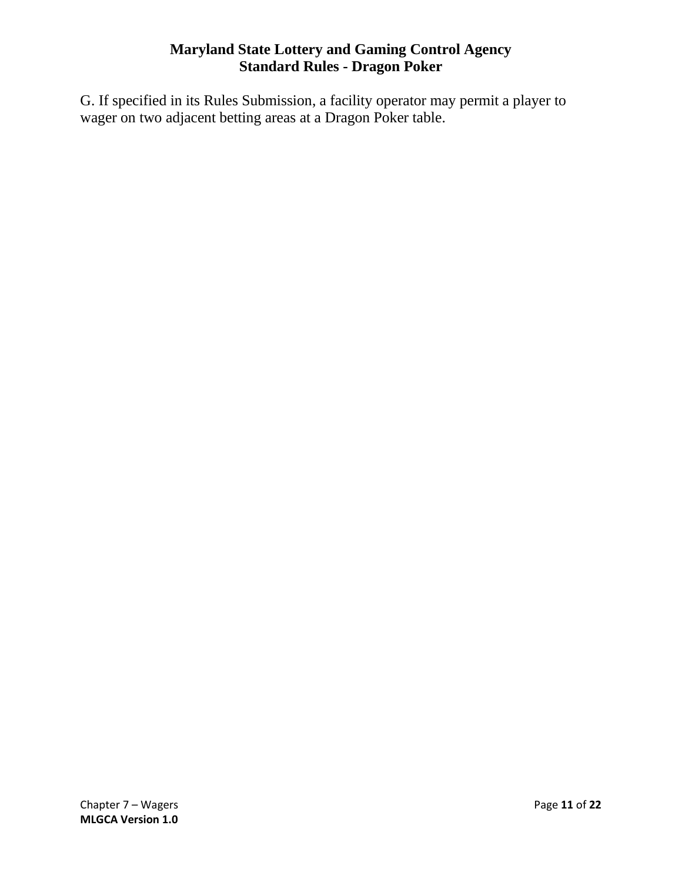G. If specified in its Rules Submission, a facility operator may permit a player to wager on two adjacent betting areas at a Dragon Poker table.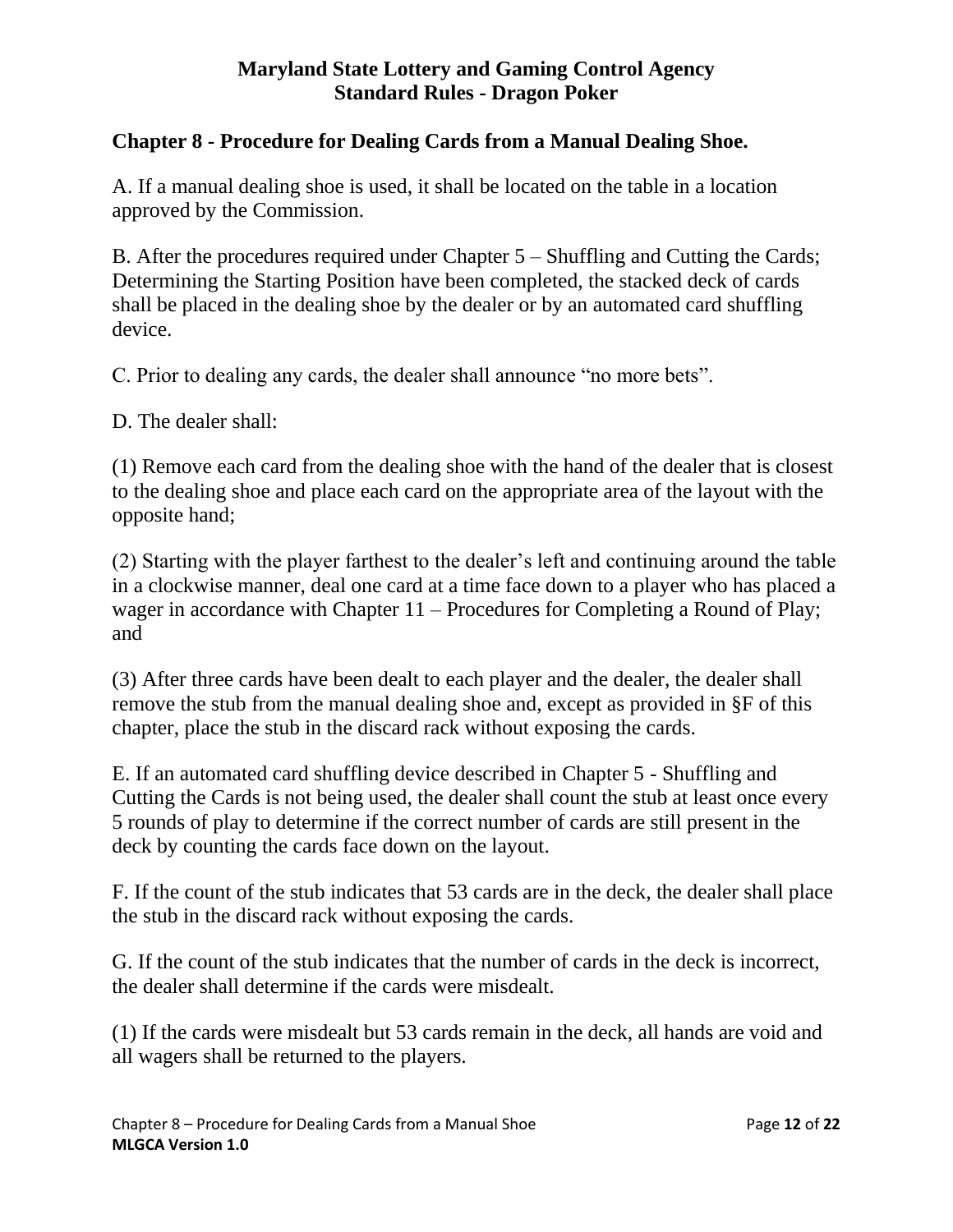## Chapter 8 - Procedure for Dealing Cards from a Manual Dealing Shoe.

A. If a manual dealing shoe is used, it shall be located on the table in a location approved by the Commission.

B. After the procedures required under Chapter 5 – Shuffling and Cutting the Cards; Determining the Starting Position have been completed, the stacked deck of cards shall be placed in the dealing shoe by the dealer or by an automated card shuffling device.

C. Prior to dealing any cards, the dealer shall announce "no more bets".

D. The dealer shall:

(1) Remove each card from the dealing shoe with the hand of the dealer that is closest to the dealing shoe and place each card on the appropriate area of the layout with the opposite hand;

(2) Starting with the player farthest to the dealer's left and continuing around the table in a clockwise manner, deal one card at a time face down to a player who has placed a wager in accordance with Chapter 11 – Procedures for Completing a Round of Play; and

(3) After three cards have been dealt to each player and the dealer, the dealer shall remove the stub from the manual dealing shoe and, except as provided in §F of this chapter, place the stub in the discard rack without exposing the cards.

E. If an automated card shuffling device described in Chapter 5 - Shuffling and Cutting the Cards is not being used, the dealer shall count the stub at least once every 5 rounds of play to determine if the correct number of cards are still present in the deck by counting the cards face down on the layout.

F. If the count of the stub indicates that 53 cards are in the deck, the dealer shall place the stub in the discard rack without exposing the cards.

G. If the count of the stub indicates that the number of cards in the deck is incorrect, the dealer shall determine if the cards were misdealt.

(1) If the cards were misdealt but 53 cards remain in the deck, all hands are void and all wagers shall be returned to the players.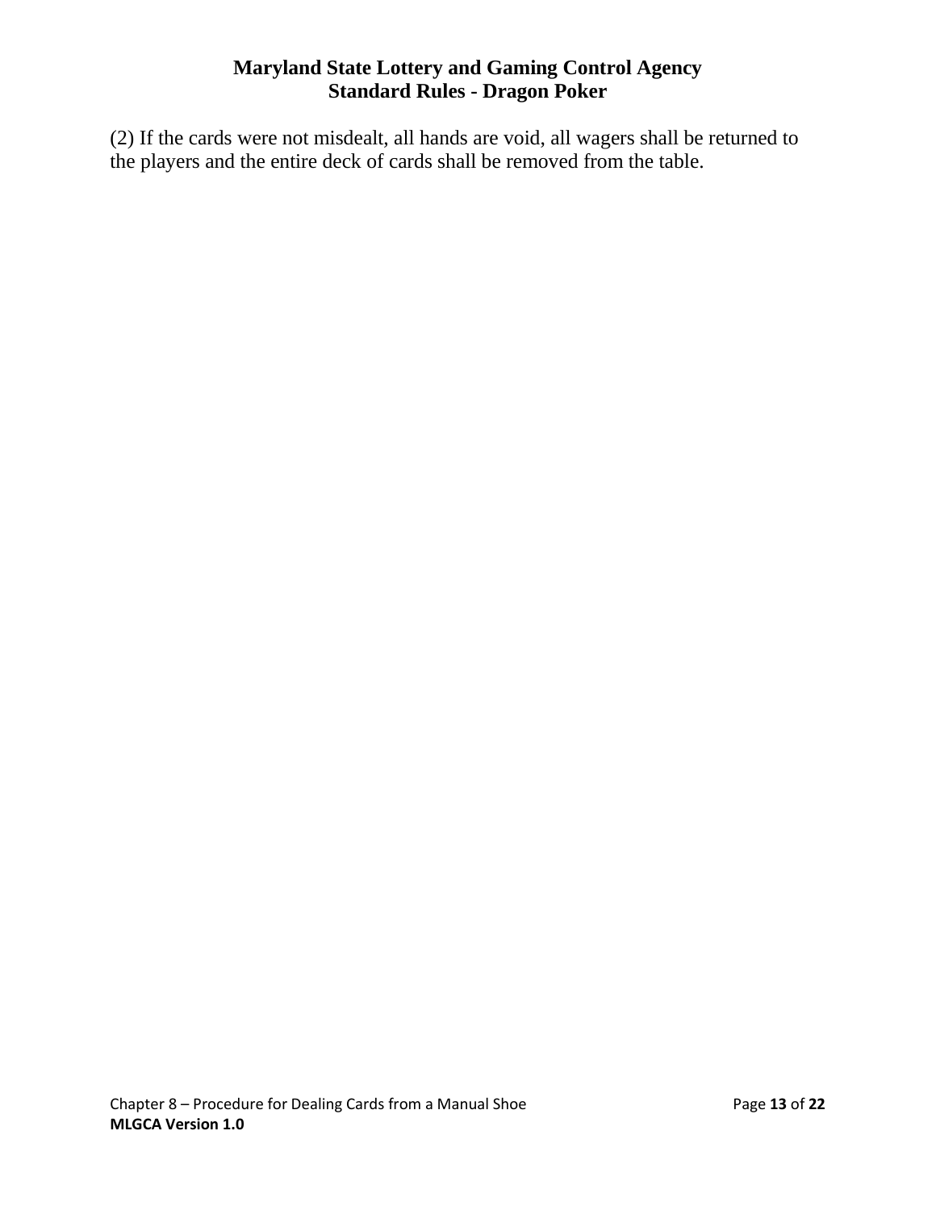(2) If the cards were not misdealt, all hands are void, all wagers shall be returned to the players and the entire deck of cards shall be removed from the table.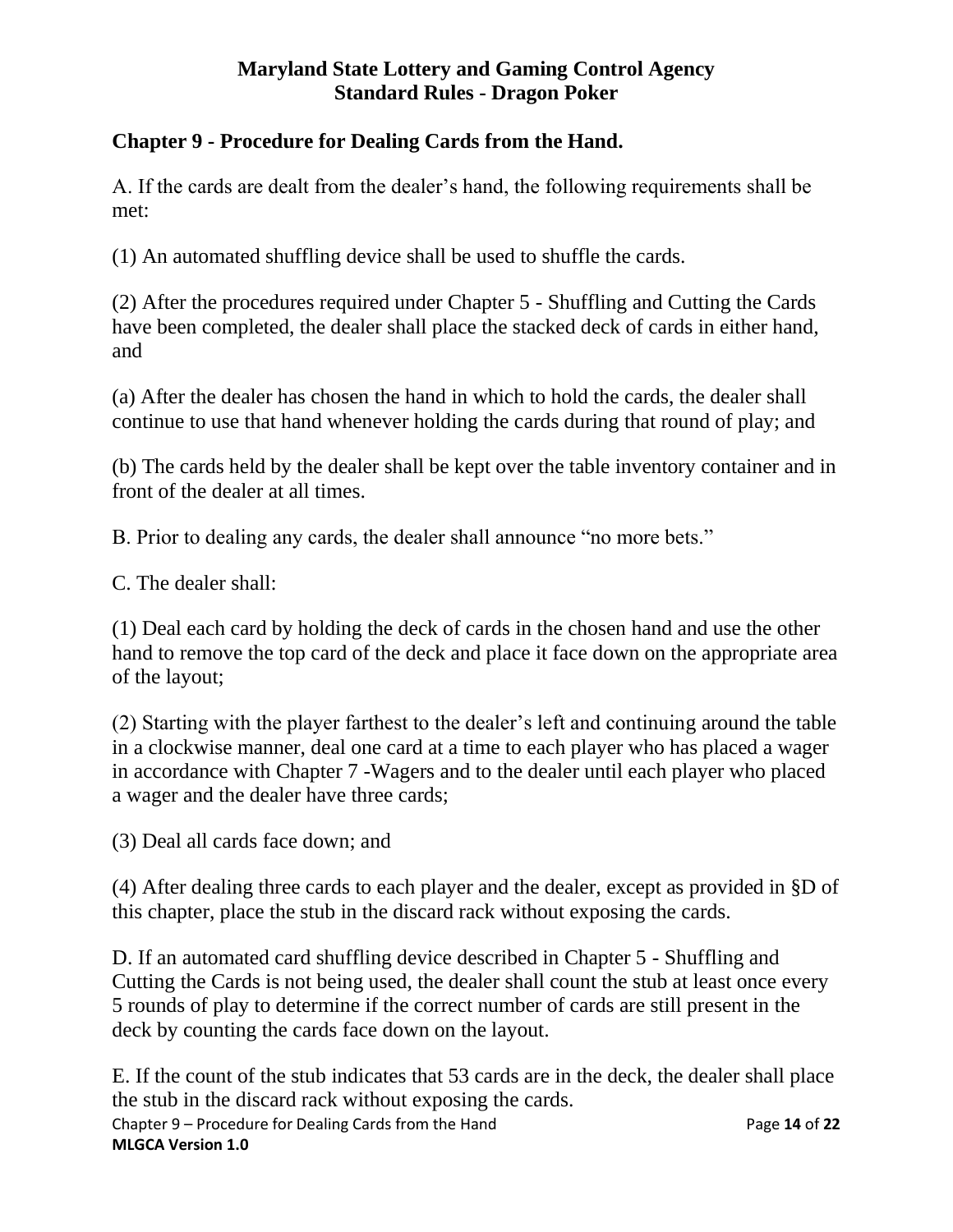## Chapter 9 - Procedure for Dealing Cards from the Hand.

A. If the cards are dealt from the dealer's hand, the following requirements shall be met:

(1) An automated shuffling device shall be used to shuffle the cards.

(2) After the procedures required under Chapter 5 - Shuffling and Cutting the Cards have been completed, the dealer shall place the stacked deck of cards in either hand, and

(a) After the dealer has chosen the hand in which to hold the cards, the dealer shall continue to use that hand whenever holding the cards during that round of play; and

(b) The cards held by the dealer shall be kept over the table inventory container and in front of the dealer at all times.

B. Prior to dealing any cards, the dealer shall announce "no more bets."

C. The dealer shall:

(1) Deal each card by holding the deck of cards in the chosen hand and use the other hand to remove the top card of the deck and place it face down on the appropriate area of the layout;

(2) Starting with the player farthest to the dealer's left and continuing around the table in a clockwise manner, deal one card at a time to each player who has placed a wager in accordance with Chapter 7 -Wagers and to the dealer until each player who placed a wager and the dealer have three cards;

(3) Deal all cards face down; and

(4) After dealing three cards to each player and the dealer, except as provided in §D of this chapter, place the stub in the discard rack without exposing the cards.

D. If an automated card shuffling device described in Chapter 5 - Shuffling and Cutting the Cards is not being used, the dealer shall count the stub at least once every 5 rounds of play to determine if the correct number of cards are still present in the deck by counting the cards face down on the layout.

E. If the count of the stub indicates that 53 cards are in the deck, the dealer shall place the stub in the discard rack without exposing the cards.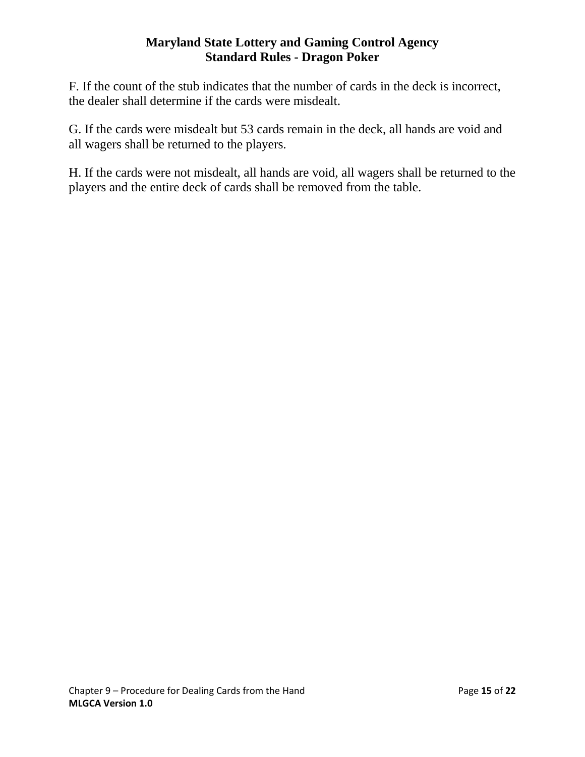F. If the count of the stub indicates that the number of cards in the deck is incorrect, the dealer shall determine if the cards were misdealt.

G. If the cards were misdealt but 53 cards remain in the deck, all hands are void and all wagers shall be returned to the players.

H. If the cards were not misdealt, all hands are void, all wagers shall be returned to the players and the entire deck of cards shall be removed from the table.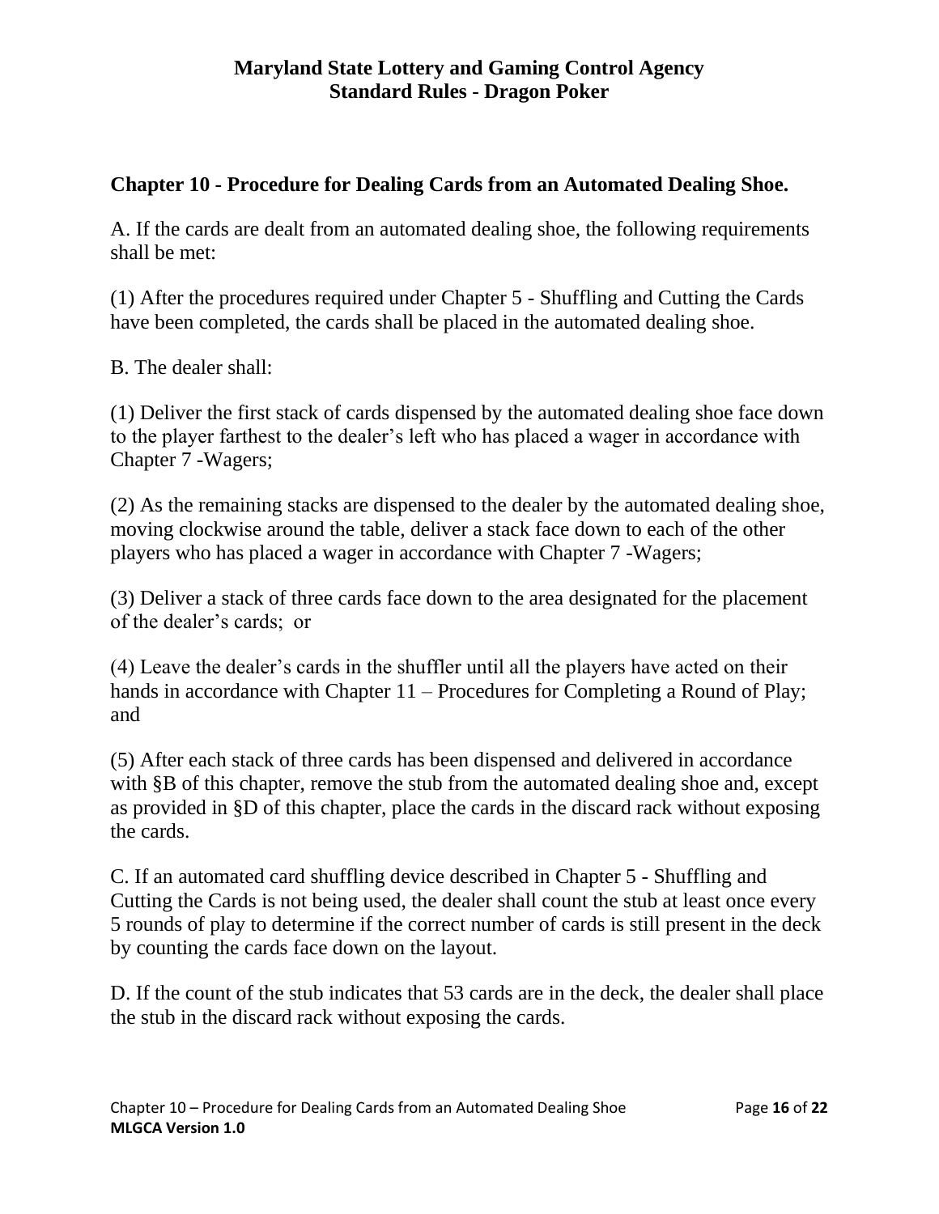### Chapter 10 - Procedure for Dealing Cards from an Automated Dealing Shoe.

A. If the cards are dealt from an automated dealing shoe, the following requirements shall be met:

(1) After the procedures required under Chapter 5 - Shuffling and Cutting the Cards have been completed, the cards shall be placed in the automated dealing shoe.

B. The dealer shall:

(1) Deliver the first stack of cards dispensed by the automated dealing shoe face down to the player farthest to the dealer's left who has placed a wager in accordance with Chapter 7 -Wagers;

(2) As the remaining stacks are dispensed to the dealer by the automated dealing shoe, moving clockwise around the table, deliver a stack face down to each of the other players who has placed a wager in accordance with Chapter 7 -Wagers;

(3) Deliver a stack of three cards face down to the area designated for the placement of the dealer's cards; or

(4) Leave the dealer's cards in the shuffler until all the players have acted on their hands in accordance with Chapter 11 – Procedures for Completing a Round of Play; and

(5) After each stack of three cards has been dispensed and delivered in accordance with §B of this chapter, remove the stub from the automated dealing shoe and, except as provided in §D of this chapter, place the cards in the discard rack without exposing the cards.

C. If an automated card shuffling device described in Chapter 5 - Shuffling and Cutting the Cards is not being used, the dealer shall count the stub at least once every 5 rounds of play to determine if the correct number of cards is still present in the deck by counting the cards face down on the layout.

D. If the count of the stub indicates that 53 cards are in the deck, the dealer shall place the stub in the discard rack without exposing the cards.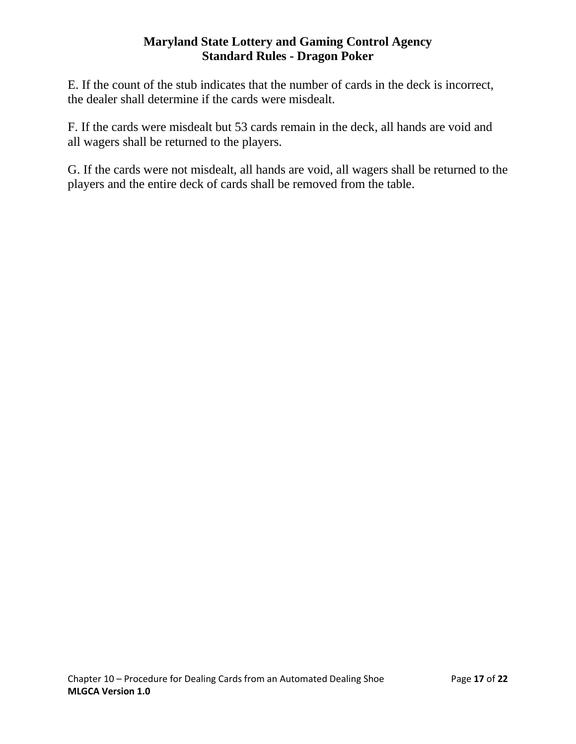E. If the count of the stub indicates that the number of cards in the deck is incorrect, the dealer shall determine if the cards were misdealt.

F. If the cards were misdealt but 53 cards remain in the deck, all hands are void and all wagers shall be returned to the players.

G. If the cards were not misdealt, all hands are void, all wagers shall be returned to the players and the entire deck of cards shall be removed from the table.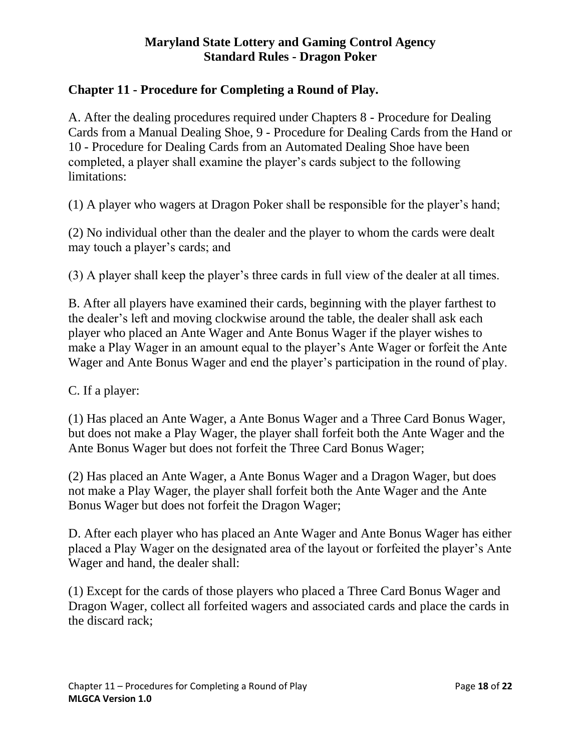**Maryland State Lottery and Gaming Control Agency**
**Standard Rules - Dragon Poker**

## Chapter 11 - Procedure for Completing a Round of Play.

A. After the dealing procedures required under Chapters 8 - Procedure for Dealing Cards from a Manual Dealing Shoe, 9 - Procedure for Dealing Cards from the Hand or 10 - Procedure for Dealing Cards from an Automated Dealing Shoe have been completed, a player shall examine the player's cards subject to the following limitations:

(1) A player who wagers at Dragon Poker shall be responsible for the player's hand;

(2) No individual other than the dealer and the player to whom the cards were dealt may touch a player's cards; and

(3) A player shall keep the player's three cards in full view of the dealer at all times.

B. After all players have examined their cards, beginning with the player farthest to the dealer's left and moving clockwise around the table, the dealer shall ask each player who placed an Ante Wager and Ante Bonus Wager if the player wishes to make a Play Wager in an amount equal to the player's Ante Wager or forfeit the Ante Wager and Ante Bonus Wager and end the player's participation in the round of play.

C. If a player:

(1) Has placed an Ante Wager, a Ante Bonus Wager and a Three Card Bonus Wager, but does not make a Play Wager, the player shall forfeit both the Ante Wager and the Ante Bonus Wager but does not forfeit the Three Card Bonus Wager;

(2) Has placed an Ante Wager, a Ante Bonus Wager and a Dragon Wager, but does not make a Play Wager, the player shall forfeit both the Ante Wager and the Ante Bonus Wager but does not forfeit the Dragon Wager;

D. After each player who has placed an Ante Wager and Ante Bonus Wager has either placed a Play Wager on the designated area of the layout or forfeited the player's Ante Wager and hand, the dealer shall:

(1) Except for the cards of those players who placed a Three Card Bonus Wager and Dragon Wager, collect all forfeited wagers and associated cards and place the cards in the discard rack;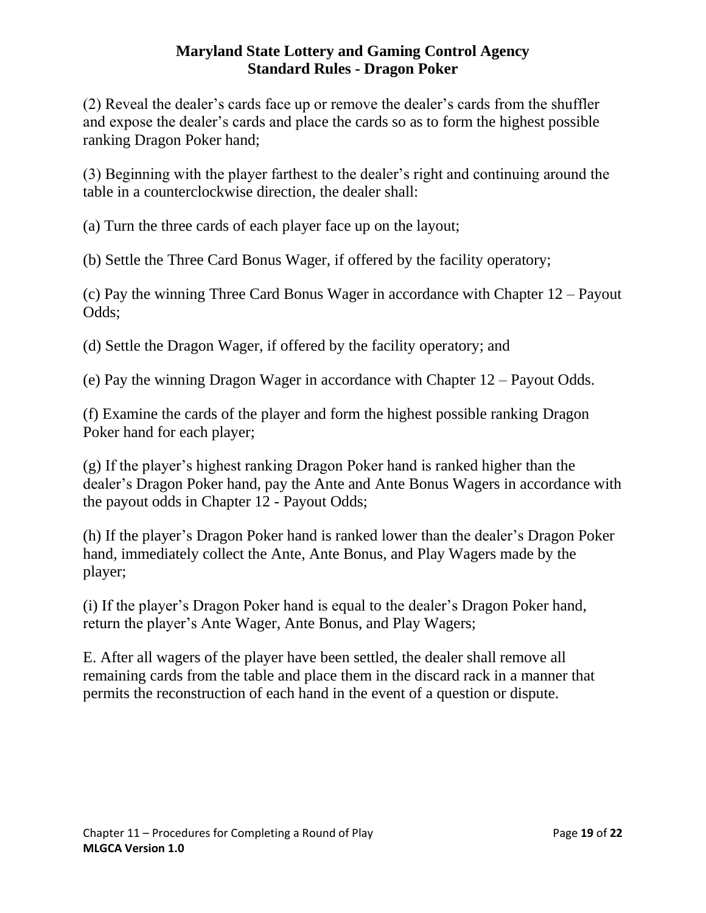(2) Reveal the dealer's cards face up or remove the dealer's cards from the shuffler and expose the dealer's cards and place the cards so as to form the highest possible ranking Dragon Poker hand;

(3) Beginning with the player farthest to the dealer's right and continuing around the table in a counterclockwise direction, the dealer shall:

(a) Turn the three cards of each player face up on the layout;

(b) Settle the Three Card Bonus Wager, if offered by the facility operatory;

(c) Pay the winning Three Card Bonus Wager in accordance with Chapter 12 – Payout Odds;

(d) Settle the Dragon Wager, if offered by the facility operatory; and

(e) Pay the winning Dragon Wager in accordance with Chapter 12 – Payout Odds.

(f) Examine the cards of the player and form the highest possible ranking Dragon Poker hand for each player;

(g) If the player's highest ranking Dragon Poker hand is ranked higher than the dealer's Dragon Poker hand, pay the Ante and Ante Bonus Wagers in accordance with the payout odds in Chapter 12 - Payout Odds;

(h) If the player's Dragon Poker hand is ranked lower than the dealer's Dragon Poker hand, immediately collect the Ante, Ante Bonus, and Play Wagers made by the player;

(i) If the player's Dragon Poker hand is equal to the dealer's Dragon Poker hand, return the player's Ante Wager, Ante Bonus, and Play Wagers;

E. After all wagers of the player have been settled, the dealer shall remove all remaining cards from the table and place them in the discard rack in a manner that permits the reconstruction of each hand in the event of a question or dispute.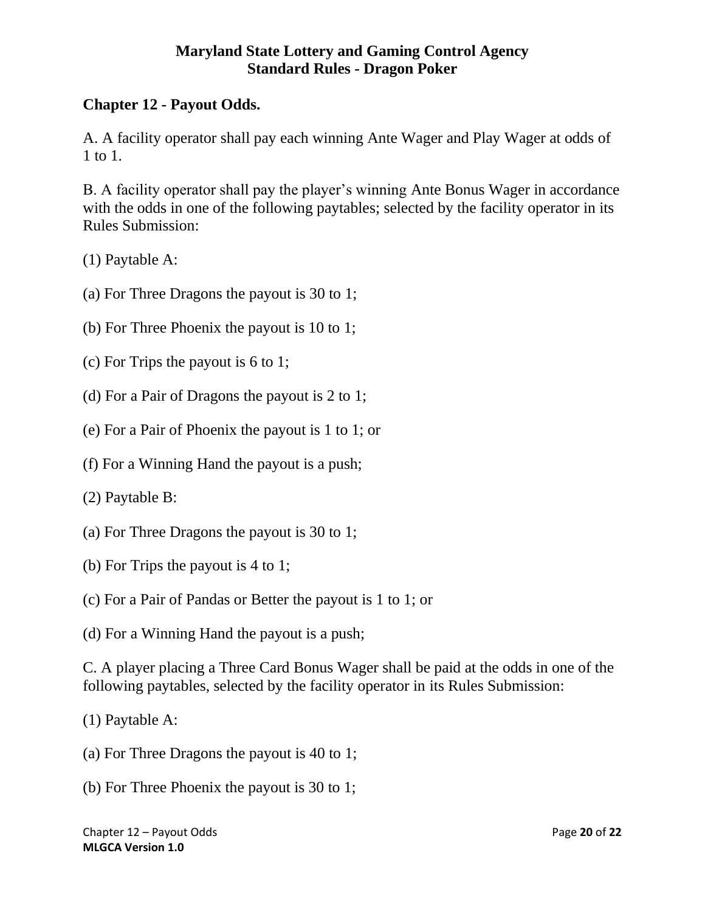## Chapter 12 - Payout Odds.

A. A facility operator shall pay each winning Ante Wager and Play Wager at odds of 1 to 1.

B. A facility operator shall pay the player's winning Ante Bonus Wager in accordance with the odds in one of the following paytables; selected by the facility operator in its Rules Submission:

(1) Paytable A:

(a) For Three Dragons the payout is 30 to 1;

(b) For Three Phoenix the payout is 10 to 1;

(c) For Trips the payout is 6 to 1;

(d) For a Pair of Dragons the payout is 2 to 1;

(e) For a Pair of Phoenix the payout is 1 to 1; or

(f) For a Winning Hand the payout is a push;

(2) Paytable B:

(a) For Three Dragons the payout is 30 to 1;

(b) For Trips the payout is 4 to 1;

(c) For a Pair of Pandas or Better the payout is 1 to 1; or

(d) For a Winning Hand the payout is a push;

C. A player placing a Three Card Bonus Wager shall be paid at the odds in one of the following paytables, selected by the facility operator in its Rules Submission:

(1) Paytable A:

(a) For Three Dragons the payout is 40 to 1;

(b) For Three Phoenix the payout is 30 to 1;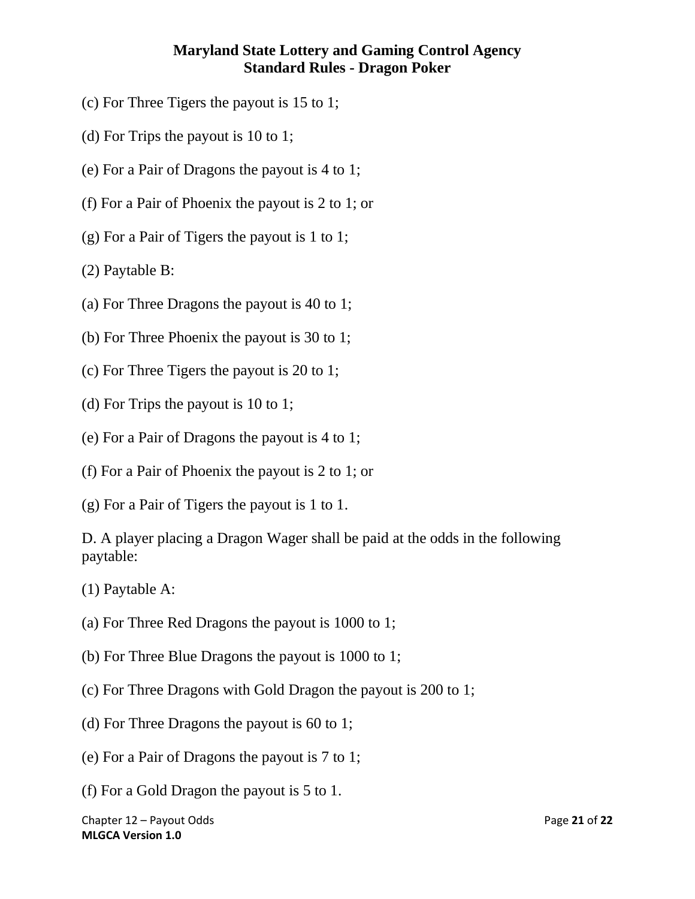(c) For Three Tigers the payout is 15 to 1;

(d) For Trips the payout is 10 to 1;

(e) For a Pair of Dragons the payout is 4 to 1;

(f) For a Pair of Phoenix the payout is 2 to 1; or

(g) For a Pair of Tigers the payout is 1 to 1;

(2) Paytable B:

(a) For Three Dragons the payout is 40 to 1;

(b) For Three Phoenix the payout is 30 to 1;

(c) For Three Tigers the payout is 20 to 1;

(d) For Trips the payout is 10 to 1;

(e) For a Pair of Dragons the payout is 4 to 1;

(f) For a Pair of Phoenix the payout is 2 to 1; or

(g) For a Pair of Tigers the payout is 1 to 1.

D. A player placing a Dragon Wager shall be paid at the odds in the following paytable:

(1) Paytable A:

(a) For Three Red Dragons the payout is 1000 to 1;

(b) For Three Blue Dragons the payout is 1000 to 1;

(c) For Three Dragons with Gold Dragon the payout is 200 to 1;

(d) For Three Dragons the payout is 60 to 1;

(e) For a Pair of Dragons the payout is 7 to 1;

(f) For a Gold Dragon the payout is 5 to 1.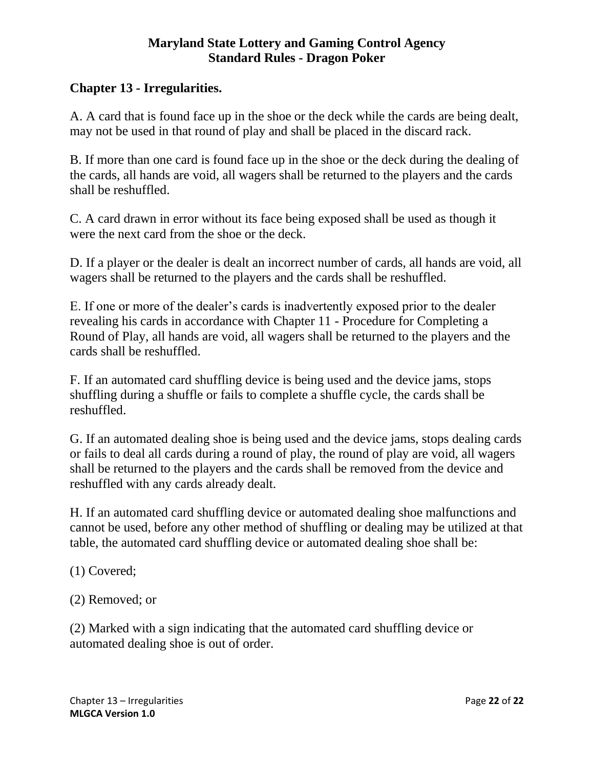## Chapter 13 - Irregularities.

A. A card that is found face up in the shoe or the deck while the cards are being dealt, may not be used in that round of play and shall be placed in the discard rack.

B. If more than one card is found face up in the shoe or the deck during the dealing of the cards, all hands are void, all wagers shall be returned to the players and the cards shall be reshuffled.

C. A card drawn in error without its face being exposed shall be used as though it were the next card from the shoe or the deck.

D. If a player or the dealer is dealt an incorrect number of cards, all hands are void, all wagers shall be returned to the players and the cards shall be reshuffled.

E. If one or more of the dealer's cards is inadvertently exposed prior to the dealer revealing his cards in accordance with Chapter 11 - Procedure for Completing a Round of Play, all hands are void, all wagers shall be returned to the players and the cards shall be reshuffled.

F. If an automated card shuffling device is being used and the device jams, stops shuffling during a shuffle or fails to complete a shuffle cycle, the cards shall be reshuffled.

G. If an automated dealing shoe is being used and the device jams, stops dealing cards or fails to deal all cards during a round of play, the round of play are void, all wagers shall be returned to the players and the cards shall be removed from the device and reshuffled with any cards already dealt.

H. If an automated card shuffling device or automated dealing shoe malfunctions and cannot be used, before any other method of shuffling or dealing may be utilized at that table, the automated card shuffling device or automated dealing shoe shall be:

(1) Covered;

(2) Removed; or

(2) Marked with a sign indicating that the automated card shuffling device or automated dealing shoe is out of order.